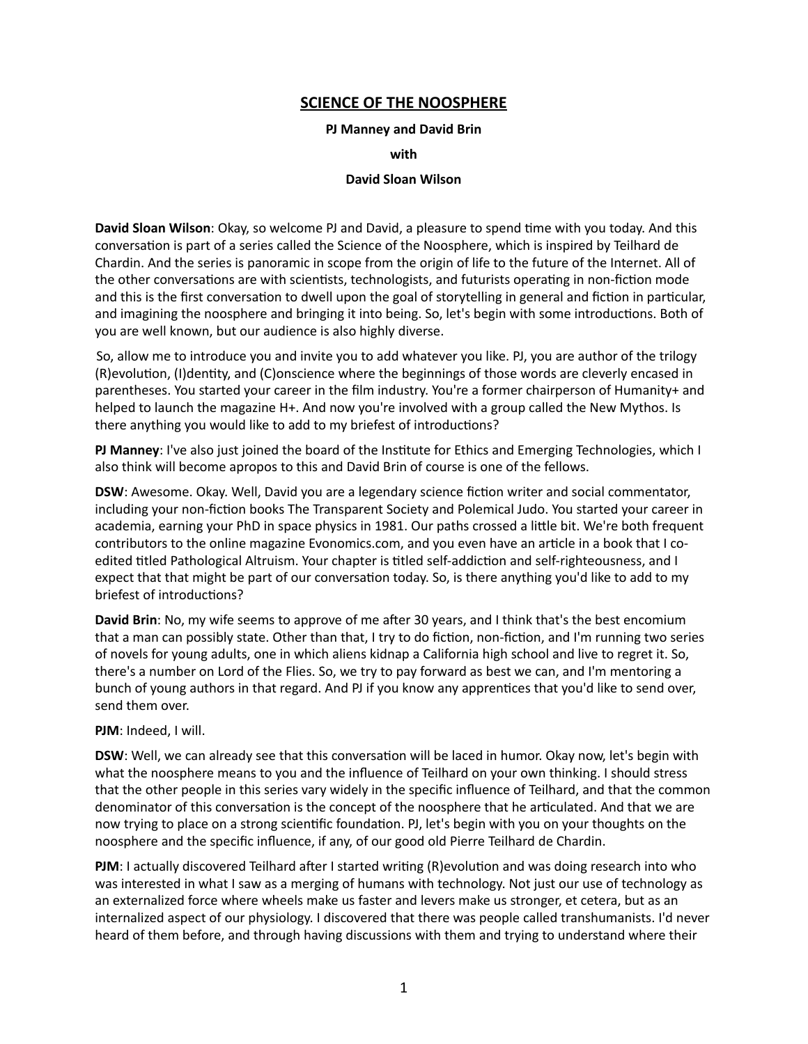# SCIENCE OF THE NOOSPHERE

**PJ Manney and David Brin**

**with**

**David Sloan Wilson**

**David Sloan Wilson**: Okay, so welcome PJ and David, a pleasure to spend time with you today. And this conversation is part of a series called the Science of the Noosphere, which is inspired by Teilhard de Chardin. And the series is panoramic in scope from the origin of life to the future of the Internet. All of the other conversations are with scientists, technologists, and futurists operating in non-fiction mode and this is the first conversation to dwell upon the goal of storytelling in general and fiction in particular, and imagining the noosphere and bringing it into being. So, let's begin with some introductions. Both of you are well known, but our audience is also highly diverse.

So, allow me to introduce you and invite you to add whatever you like. PJ, you are author of the trilogy (R)evolution, (I)dentity, and (C)onscience where the beginnings of those words are cleverly encased in parentheses. You started your career in the film industry. You're a former chairperson of Humanity+ and helped to launch the magazine H+. And now you're involved with a group called the New Mythos. Is there anything you would like to add to my briefest of introductions?

**PJ Manney**: I've also just joined the board of the Institute for Ethics and Emerging Technologies, which I also think will become apropos to this and David Brin of course is one of the fellows.

**DSW**: Awesome. Okay. Well, David you are a legendary science fiction writer and social commentator, including your non-fiction books The Transparent Society and Polemical Judo. You started your career in academia, earning your PhD in space physics in 1981. Our paths crossed a little bit. We're both frequent contributors to the online magazine Evonomics.com, and you even have an article in a book that I co-edited titled Pathological Altruism. Your chapter is titled self-addiction and self-righteousness, and I expect that that might be part of our conversation today. So, is there anything you'd like to add to my briefest of introductions?

**David Brin**: No, my wife seems to approve of me after 30 years, and I think that's the best encomium that a man can possibly state. Other than that, I try to do fiction, non-fiction, and I'm running two series of novels for young adults, one in which aliens kidnap a California high school and live to regret it. So, there's a number on Lord of the Flies. So, we try to pay forward as best we can, and I'm mentoring a bunch of young authors in that regard. And PJ if you know any apprentices that you'd like to send over, send them over.

**PJM**: Indeed, I will.

**DSW**: Well, we can already see that this conversation will be laced in humor. Okay now, let's begin with what the noosphere means to you and the influence of Teilhard on your own thinking. I should stress that the other people in this series vary widely in the specific influence of Teilhard, and that the common denominator of this conversation is the concept of the noosphere that he articulated. And that we are now trying to place on a strong scientific foundation. PJ, let's begin with you on your thoughts on the noosphere and the specific influence, if any, of our good old Pierre Teilhard de Chardin.

**PJM**: I actually discovered Teilhard after I started writing (R)evolution and was doing research into who was interested in what I saw as a merging of humans with technology. Not just our use of technology as an externalized force where wheels make us faster and levers make us stronger, et cetera, but as an internalized aspect of our physiology. I discovered that there was people called transhumanists. I'd never heard of them before, and through having discussions with them and trying to understand where their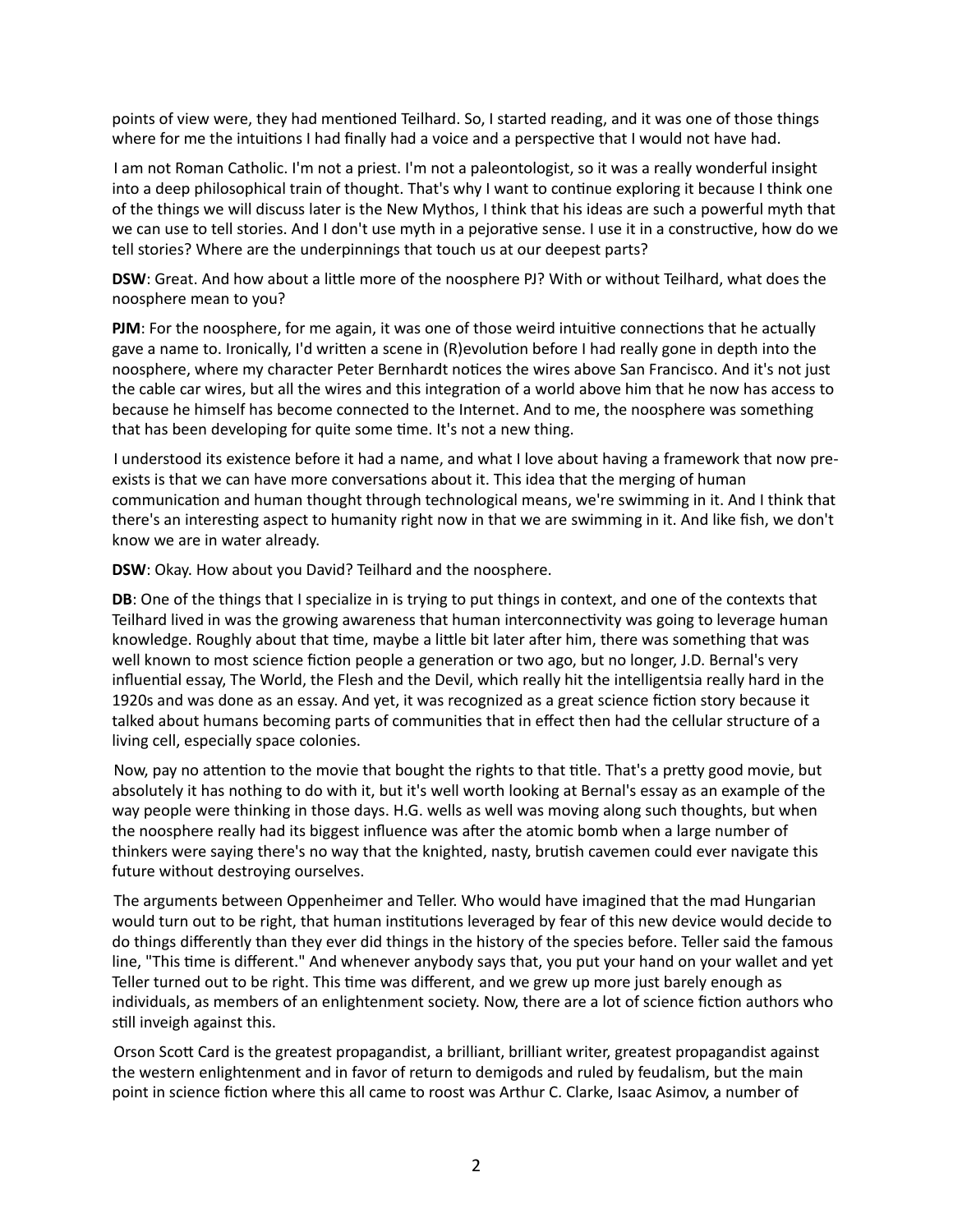points of view were, they had mentioned Teilhard. So, I started reading, and it was one of those things where for me the intuitions I had finally had a voice and a perspective that I would not have had.

I am not Roman Catholic. I'm not a priest. I'm not a paleontologist, so it was a really wonderful insight into a deep philosophical train of thought. That's why I want to continue exploring it because I think one of the things we will discuss later is the New Mythos, I think that his ideas are such a powerful myth that we can use to tell stories. And I don't use myth in a pejorative sense. I use it in a constructive, how do we tell stories? Where are the underpinnings that touch us at our deepest parts?

**DSW**: Great. And how about a little more of the noosphere PJ? With or without Teilhard, what does the noosphere mean to you?

**PJM**: For the noosphere, for me again, it was one of those weird intuitive connections that he actually gave a name to. Ironically, I'd written a scene in (R)evolution before I had really gone in depth into the noosphere, where my character Peter Bernhardt notices the wires above San Francisco. And it's not just the cable car wires, but all the wires and this integration of a world above him that he now has access to because he himself has become connected to the Internet. And to me, the noosphere was something that has been developing for quite some time. It's not a new thing.

I understood its existence before it had a name, and what I love about having a framework that now pre-exists is that we can have more conversations about it. This idea that the merging of human communication and human thought through technological means, we're swimming in it. And I think that there's an interesting aspect to humanity right now in that we are swimming in it. And like fish, we don't know we are in water already.

**DSW**: Okay. How about you David? Teilhard and the noosphere.

**DB**: One of the things that I specialize in is trying to put things in context, and one of the contexts that Teilhard lived in was the growing awareness that human interconnectivity was going to leverage human knowledge. Roughly about that time, maybe a little bit later after him, there was something that was well known to most science fiction people a generation or two ago, but no longer, J.D. Bernal's very influential essay, The World, the Flesh and the Devil, which really hit the intelligentsia really hard in the 1920s and was done as an essay. And yet, it was recognized as a great science fiction story because it talked about humans becoming parts of communities that in effect then had the cellular structure of a living cell, especially space colonies.

Now, pay no attention to the movie that bought the rights to that title. That's a pretty good movie, but absolutely it has nothing to do with it, but it's well worth looking at Bernal's essay as an example of the way people were thinking in those days. H.G. wells as well was moving along such thoughts, but when the noosphere really had its biggest influence was after the atomic bomb when a large number of thinkers were saying there's no way that the knighted, nasty, brutish cavemen could ever navigate this future without destroying ourselves.

The arguments between Oppenheimer and Teller. Who would have imagined that the mad Hungarian would turn out to be right, that human institutions leveraged by fear of this new device would decide to do things differently than they ever did things in the history of the species before. Teller said the famous line, "This time is different." And whenever anybody says that, you put your hand on your wallet and yet Teller turned out to be right. This time was different, and we grew up more just barely enough as individuals, as members of an enlightenment society. Now, there are a lot of science fiction authors who still inveigh against this.

Orson Scott Card is the greatest propagandist, a brilliant, brilliant writer, greatest propagandist against the western enlightenment and in favor of return to demigods and ruled by feudalism, but the main point in science fiction where this all came to roost was Arthur C. Clarke, Isaac Asimov, a number of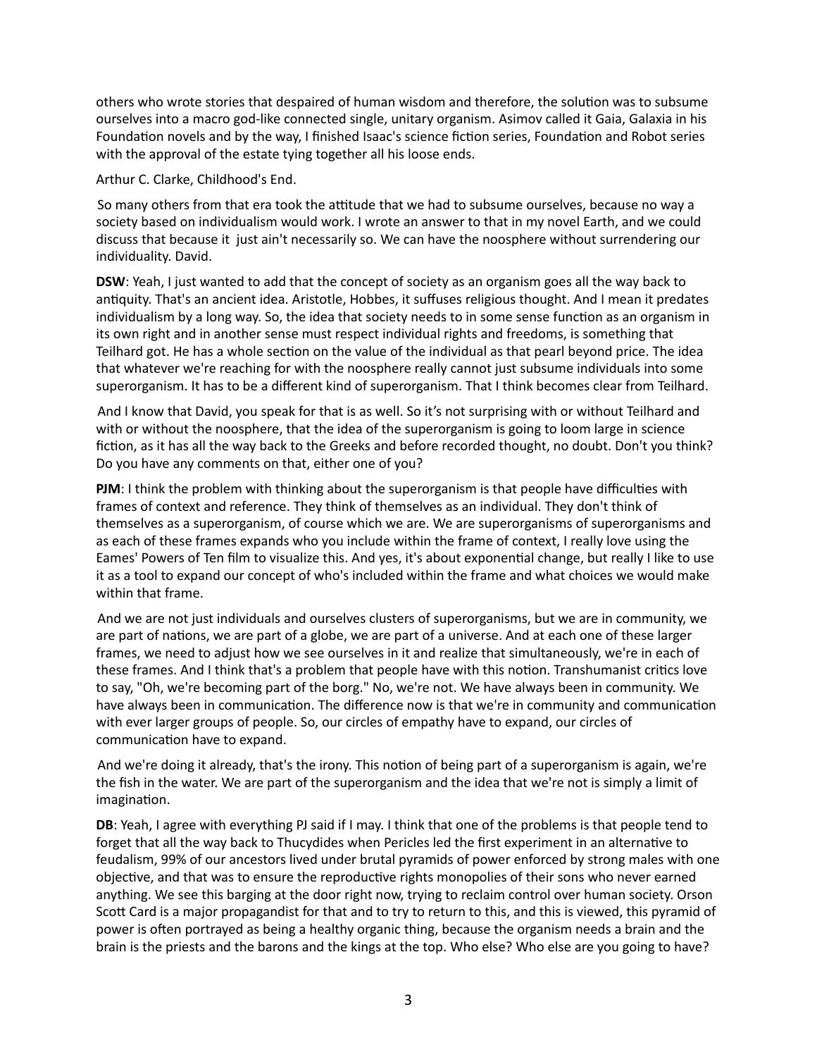others who wrote stories that despaired of human wisdom and therefore, the solution was to subsume ourselves into a macro god-like connected single, unitary organism. Asimov called it Gaia, Galaxia in his Foundation novels and by the way, I finished Isaac's science fiction series, Foundation and Robot series with the approval of the estate tying together all his loose ends.

Arthur C. Clarke, Childhood's End.

So many others from that era took the attitude that we had to subsume ourselves, because no way a society based on individualism would work. I wrote an answer to that in my novel Earth, and we could discuss that because it just ain't necessarily so. We can have the noosphere without surrendering our individuality. David.

**DSW**: Yeah, I just wanted to add that the concept of society as an organism goes all the way back to antiquity. That's an ancient idea. Aristotle, Hobbes, it suffuses religious thought. And I mean it predates individualism by a long way. So, the idea that society needs to in some sense function as an organism in its own right and in another sense must respect individual rights and freedoms, is something that Teilhard got. He has a whole section on the value of the individual as that pearl beyond price. The idea that whatever we're reaching for with the noosphere really cannot just subsume individuals into some superorganism. It has to be a different kind of superorganism. That I think becomes clear from Teilhard.

And I know that David, you speak for that is as well. So it's not surprising with or without Teilhard and with or without the noosphere, that the idea of the superorganism is going to loom large in science fiction, as it has all the way back to the Greeks and before recorded thought, no doubt. Don't you think? Do you have any comments on that, either one of you?

**PJM**: I think the problem with thinking about the superorganism is that people have difficulties with frames of context and reference. They think of themselves as an individual. They don't think of themselves as a superorganism, of course which we are. We are superorganisms of superorganisms and as each of these frames expands who you include within the frame of context, I really love using the Eames' Powers of Ten film to visualize this. And yes, it's about exponential change, but really I like to use it as a tool to expand our concept of who's included within the frame and what choices we would make within that frame.

And we are not just individuals and ourselves clusters of superorganisms, but we are in community, we are part of nations, we are part of a globe, we are part of a universe. And at each one of these larger frames, we need to adjust how we see ourselves in it and realize that simultaneously, we're in each of these frames. And I think that's a problem that people have with this notion. Transhumanist critics love to say, "Oh, we're becoming part of the borg." No, we're not. We have always been in community. We have always been in communication. The difference now is that we're in community and communication with ever larger groups of people. So, our circles of empathy have to expand, our circles of communication have to expand.

And we're doing it already, that's the irony. This notion of being part of a superorganism is again, we're the fish in the water. We are part of the superorganism and the idea that we're not is simply a limit of imagination.

**DB**: Yeah, I agree with everything PJ said if I may. I think that one of the problems is that people tend to forget that all the way back to Thucydides when Pericles led the first experiment in an alternative to feudalism, 99% of our ancestors lived under brutal pyramids of power enforced by strong males with one objective, and that was to ensure the reproductive rights monopolies of their sons who never earned anything. We see this barging at the door right now, trying to reclaim control over human society. Orson Scott Card is a major propagandist for that and to try to return to this, and this is viewed, this pyramid of power is often portrayed as being a healthy organic thing, because the organism needs a brain and the brain is the priests and the barons and the kings at the top. Who else? Who else are you going to have?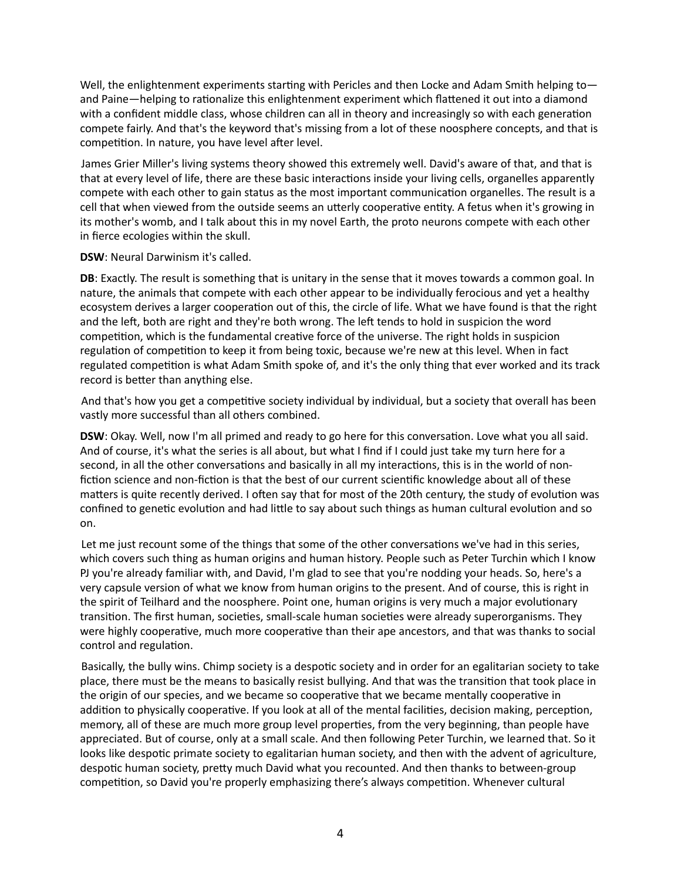Well, the enlightenment experiments starting with Pericles and then Locke and Adam Smith helping to—and Paine—helping to rationalize this enlightenment experiment which flattened it out into a diamond with a confident middle class, whose children can all in theory and increasingly so with each generation compete fairly. And that's the keyword that's missing from a lot of these noosphere concepts, and that is competition. In nature, you have level after level.

James Grier Miller's living systems theory showed this extremely well. David's aware of that, and that is that at every level of life, there are these basic interactions inside your living cells, organelles apparently compete with each other to gain status as the most important communication organelles. The result is a cell that when viewed from the outside seems an utterly cooperative entity. A fetus when it's growing in its mother's womb, and I talk about this in my novel Earth, the proto neurons compete with each other in fierce ecologies within the skull.

**DSW**: Neural Darwinism it's called.

**DB**: Exactly. The result is something that is unitary in the sense that it moves towards a common goal. In nature, the animals that compete with each other appear to be individually ferocious and yet a healthy ecosystem derives a larger cooperation out of this, the circle of life. What we have found is that the right and the left, both are right and they're both wrong. The left tends to hold in suspicion the word competition, which is the fundamental creative force of the universe. The right holds in suspicion regulation of competition to keep it from being toxic, because we're new at this level. When in fact regulated competition is what Adam Smith spoke of, and it's the only thing that ever worked and its track record is better than anything else.

And that's how you get a competitive society individual by individual, but a society that overall has been vastly more successful than all others combined.

**DSW**: Okay. Well, now I'm all primed and ready to go here for this conversation. Love what you all said. And of course, it's what the series is all about, but what I find if I could just take my turn here for a second, in all the other conversations and basically in all my interactions, this is in the world of non-fiction science and non-fiction is that the best of our current scientific knowledge about all of these matters is quite recently derived. I often say that for most of the 20th century, the study of evolution was confined to genetic evolution and had little to say about such things as human cultural evolution and so on.

Let me just recount some of the things that some of the other conversations we've had in this series, which covers such thing as human origins and human history. People such as Peter Turchin which I know PJ you're already familiar with, and David, I'm glad to see that you're nodding your heads. So, here's a very capsule version of what we know from human origins to the present. And of course, this is right in the spirit of Teilhard and the noosphere. Point one, human origins is very much a major evolutionary transition. The first human, societies, small-scale human societies were already superorganisms. They were highly cooperative, much more cooperative than their ape ancestors, and that was thanks to social control and regulation.

Basically, the bully wins. Chimp society is a despotic society and in order for an egalitarian society to take place, there must be the means to basically resist bullying. And that was the transition that took place in the origin of our species, and we became so cooperative that we became mentally cooperative in addition to physically cooperative. If you look at all of the mental facilities, decision making, perception, memory, all of these are much more group level properties, from the very beginning, than people have appreciated. But of course, only at a small scale. And then following Peter Turchin, we learned that. So it looks like despotic primate society to egalitarian human society, and then with the advent of agriculture, despotic human society, pretty much David what you recounted. And then thanks to between-group competition, so David you're properly emphasizing there's always competition. Whenever cultural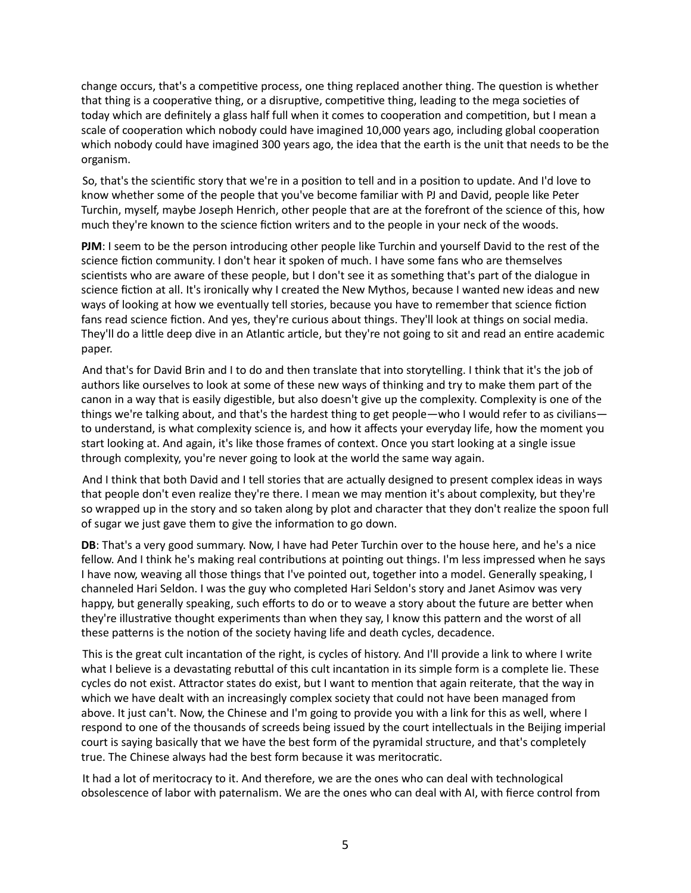change occurs, that's a competitive process, one thing replaced another thing. The question is whether that thing is a cooperative thing, or a disruptive, competitive thing, leading to the mega societies of today which are definitely a glass half full when it comes to cooperation and competition, but I mean a scale of cooperation which nobody could have imagined 10,000 years ago, including global cooperation which nobody could have imagined 300 years ago, the idea that the earth is the unit that needs to be the organism.

So, that's the scientific story that we're in a position to tell and in a position to update. And I'd love to know whether some of the people that you've become familiar with PJ and David, people like Peter Turchin, myself, maybe Joseph Henrich, other people that are at the forefront of the science of this, how much they're known to the science fiction writers and to the people in your neck of the woods.

**PJM**: I seem to be the person introducing other people like Turchin and yourself David to the rest of the science fiction community. I don't hear it spoken of much. I have some fans who are themselves scientists who are aware of these people, but I don't see it as something that's part of the dialogue in science fiction at all. It's ironically why I created the New Mythos, because I wanted new ideas and new ways of looking at how we eventually tell stories, because you have to remember that science fiction fans read science fiction. And yes, they're curious about things. They'll look at things on social media. They'll do a little deep dive in an Atlantic article, but they're not going to sit and read an entire academic paper.

And that's for David Brin and I to do and then translate that into storytelling. I think that it's the job of authors like ourselves to look at some of these new ways of thinking and try to make them part of the canon in a way that is easily digestible, but also doesn't give up the complexity. Complexity is one of the things we're talking about, and that's the hardest thing to get people—who I would refer to as civilians—to understand, is what complexity science is, and how it affects your everyday life, how the moment you start looking at. And again, it's like those frames of context. Once you start looking at a single issue through complexity, you're never going to look at the world the same way again.

And I think that both David and I tell stories that are actually designed to present complex ideas in ways that people don't even realize they're there. I mean we may mention it's about complexity, but they're so wrapped up in the story and so taken along by plot and character that they don't realize the spoon full of sugar we just gave them to give the information to go down.

**DB**: That's a very good summary. Now, I have had Peter Turchin over to the house here, and he's a nice fellow. And I think he's making real contributions at pointing out things. I'm less impressed when he says I have now, weaving all those things that I've pointed out, together into a model. Generally speaking, I channeled Hari Seldon. I was the guy who completed Hari Seldon's story and Janet Asimov was very happy, but generally speaking, such efforts to do or to weave a story about the future are better when they're illustrative thought experiments than when they say, I know this pattern and the worst of all these patterns is the notion of the society having life and death cycles, decadence.

This is the great cult incantation of the right, is cycles of history. And I'll provide a link to where I write what I believe is a devastating rebuttal of this cult incantation in its simple form is a complete lie. These cycles do not exist. Attractor states do exist, but I want to mention that again reiterate, that the way in which we have dealt with an increasingly complex society that could not have been managed from above. It just can't. Now, the Chinese and I'm going to provide you with a link for this as well, where I respond to one of the thousands of screeds being issued by the court intellectuals in the Beijing imperial court is saying basically that we have the best form of the pyramidal structure, and that's completely true. The Chinese always had the best form because it was meritocratic.

It had a lot of meritocracy to it. And therefore, we are the ones who can deal with technological obsolescence of labor with paternalism. We are the ones who can deal with AI, with fierce control from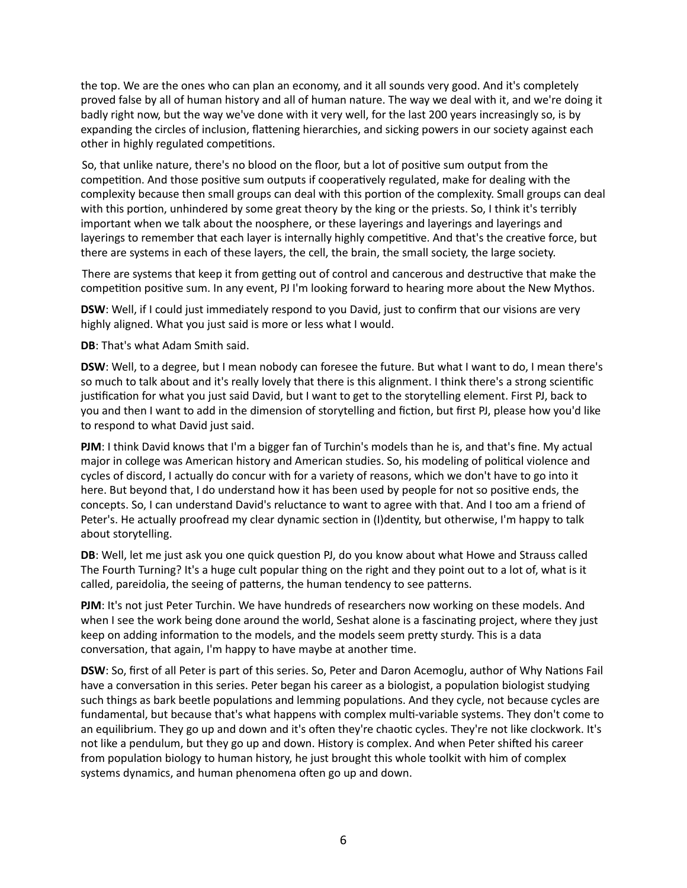the top. We are the ones who can plan an economy, and it all sounds very good. And it's completely proved false by all of human history and all of human nature. The way we deal with it, and we're doing it badly right now, but the way we've done with it very well, for the last 200 years increasingly so, is by expanding the circles of inclusion, flattening hierarchies, and sicking powers in our society against each other in highly regulated competitions.

So, that unlike nature, there's no blood on the floor, but a lot of positive sum output from the competition. And those positive sum outputs if cooperatively regulated, make for dealing with the complexity because then small groups can deal with this portion of the complexity. Small groups can deal with this portion, unhindered by some great theory by the king or the priests. So, I think it's terribly important when we talk about the noosphere, or these layerings and layerings and layerings and layerings to remember that each layer is internally highly competitive. And that's the creative force, but there are systems in each of these layers, the cell, the brain, the small society, the large society.

There are systems that keep it from getting out of control and cancerous and destructive that make the competition positive sum. In any event, PJ I'm looking forward to hearing more about the New Mythos.

**DSW**: Well, if I could just immediately respond to you David, just to confirm that our visions are very highly aligned. What you just said is more or less what I would.

**DB**: That's what Adam Smith said.

**DSW**: Well, to a degree, but I mean nobody can foresee the future. But what I want to do, I mean there's so much to talk about and it's really lovely that there is this alignment. I think there's a strong scientific justification for what you just said David, but I want to get to the storytelling element. First PJ, back to you and then I want to add in the dimension of storytelling and fiction, but first PJ, please how you'd like to respond to what David just said.

**PJM**: I think David knows that I'm a bigger fan of Turchin's models than he is, and that's fine. My actual major in college was American history and American studies. So, his modeling of political violence and cycles of discord, I actually do concur with for a variety of reasons, which we don't have to go into it here. But beyond that, I do understand how it has been used by people for not so positive ends, the concepts. So, I can understand David's reluctance to want to agree with that. And I too am a friend of Peter's. He actually proofread my clear dynamic section in (I)dentity, but otherwise, I'm happy to talk about storytelling.

**DB**: Well, let me just ask you one quick question PJ, do you know about what Howe and Strauss called The Fourth Turning? It's a huge cult popular thing on the right and they point out to a lot of, what is it called, pareidolia, the seeing of patterns, the human tendency to see patterns.

**PJM**: It's not just Peter Turchin. We have hundreds of researchers now working on these models. And when I see the work being done around the world, Seshat alone is a fascinating project, where they just keep on adding information to the models, and the models seem pretty sturdy. This is a data conversation, that again, I'm happy to have maybe at another time.

**DSW**: So, first of all Peter is part of this series. So, Peter and Daron Acemoglu, author of Why Nations Fail have a conversation in this series. Peter began his career as a biologist, a population biologist studying such things as bark beetle populations and lemming populations. And they cycle, not because cycles are fundamental, but because that's what happens with complex multi-variable systems. They don't come to an equilibrium. They go up and down and it's often they're chaotic cycles. They're not like clockwork. It's not like a pendulum, but they go up and down. History is complex. And when Peter shifted his career from population biology to human history, he just brought this whole toolkit with him of complex systems dynamics, and human phenomena often go up and down.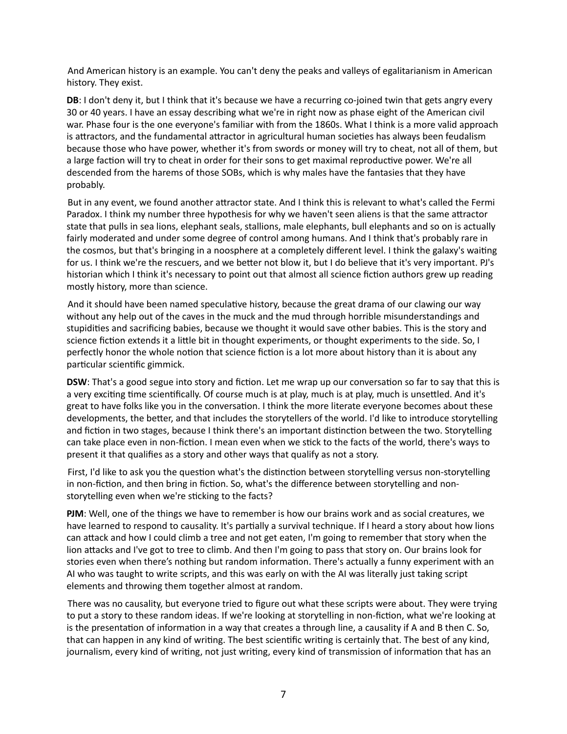And American history is an example. You can't deny the peaks and valleys of egalitarianism in American history. They exist.

**DB**: I don't deny it, but I think that it's because we have a recurring co-joined twin that gets angry every 30 or 40 years. I have an essay describing what we're in right now as phase eight of the American civil war. Phase four is the one everyone's familiar with from the 1860s. What I think is a more valid approach is attractors, and the fundamental attractor in agricultural human societies has always been feudalism because those who have power, whether it's from swords or money will try to cheat, not all of them, but a large faction will try to cheat in order for their sons to get maximal reproductive power. We're all descended from the harems of those SOBs, which is why males have the fantasies that they have probably.

But in any event, we found another attractor state. And I think this is relevant to what's called the Fermi Paradox. I think my number three hypothesis for why we haven't seen aliens is that the same attractor state that pulls in sea lions, elephant seals, stallions, male elephants, bull elephants and so on is actually fairly moderated and under some degree of control among humans. And I think that's probably rare in the cosmos, but that's bringing in a noosphere at a completely different level. I think the galaxy's waiting for us. I think we're the rescuers, and we better not blow it, but I do believe that it's very important. PJ's historian which I think it's necessary to point out that almost all science fiction authors grew up reading mostly history, more than science.

And it should have been named speculative history, because the great drama of our clawing our way without any help out of the caves in the muck and the mud through horrible misunderstandings and stupidities and sacrificing babies, because we thought it would save other babies. This is the story and science fiction extends it a little bit in thought experiments, or thought experiments to the side. So, I perfectly honor the whole notion that science fiction is a lot more about history than it is about any particular scientific gimmick.

**DSW**: That's a good segue into story and fiction. Let me wrap up our conversation so far to say that this is a very exciting time scientifically. Of course much is at play, much is at play, much is unsettled. And it's great to have folks like you in the conversation. I think the more literate everyone becomes about these developments, the better, and that includes the storytellers of the world. I'd like to introduce storytelling and fiction in two stages, because I think there's an important distinction between the two. Storytelling can take place even in non-fiction. I mean even when we stick to the facts of the world, there's ways to present it that qualifies as a story and other ways that qualify as not a story.

First, I'd like to ask you the question what's the distinction between storytelling versus non-storytelling in non-fiction, and then bring in fiction. So, what's the difference between storytelling and non-storytelling even when we're sticking to the facts?

**PJM**: Well, one of the things we have to remember is how our brains work and as social creatures, we have learned to respond to causality. It's partially a survival technique. If I heard a story about how lions can attack and how I could climb a tree and not get eaten, I'm going to remember that story when the lion attacks and I've got to tree to climb. And then I'm going to pass that story on. Our brains look for stories even when there's nothing but random information. There's actually a funny experiment with an AI who was taught to write scripts, and this was early on with the AI was literally just taking script elements and throwing them together almost at random.

There was no causality, but everyone tried to figure out what these scripts were about. They were trying to put a story to these random ideas. If we're looking at storytelling in non-fiction, what we're looking at is the presentation of information in a way that creates a through line, a causality if A and B then C. So, that can happen in any kind of writing. The best scientific writing is certainly that. The best of any kind, journalism, every kind of writing, not just writing, every kind of transmission of information that has an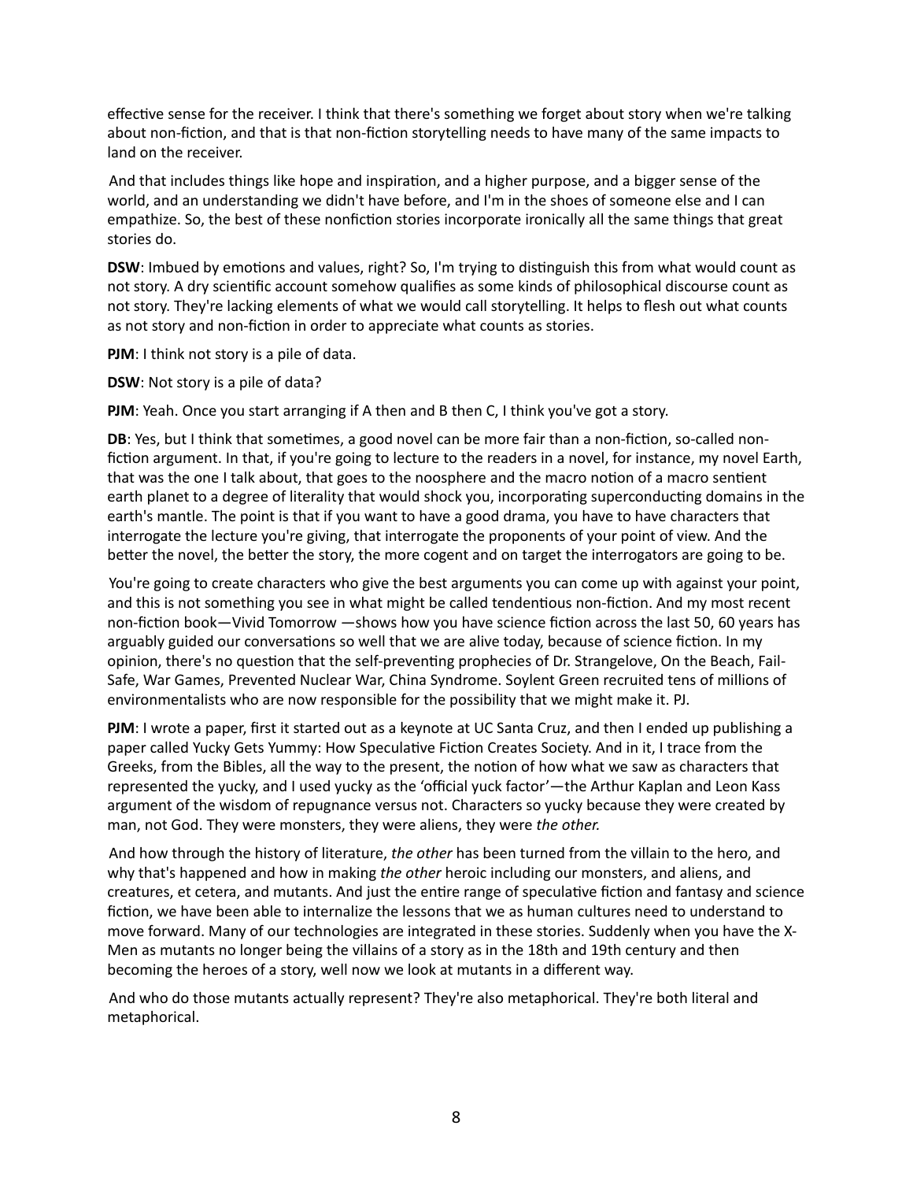effective sense for the receiver. I think that there's something we forget about story when we're talking about non-fiction, and that is that non-fiction storytelling needs to have many of the same impacts to land on the receiver.

And that includes things like hope and inspiration, and a higher purpose, and a bigger sense of the world, and an understanding we didn't have before, and I'm in the shoes of someone else and I can empathize. So, the best of these nonfiction stories incorporate ironically all the same things that great stories do.

**DSW**: Imbued by emotions and values, right? So, I'm trying to distinguish this from what would count as not story. A dry scientific account somehow qualifies as some kinds of philosophical discourse count as not story. They're lacking elements of what we would call storytelling. It helps to flesh out what counts as not story and non-fiction in order to appreciate what counts as stories.

**PJM**: I think not story is a pile of data.

**DSW**: Not story is a pile of data?

**PJM**: Yeah. Once you start arranging if A then and B then C, I think you've got a story.

**DB**: Yes, but I think that sometimes, a good novel can be more fair than a non-fiction, so-called non-fiction argument. In that, if you're going to lecture to the readers in a novel, for instance, my novel Earth, that was the one I talk about, that goes to the noosphere and the macro notion of a macro sentient earth planet to a degree of literality that would shock you, incorporating superconducting domains in the earth's mantle. The point is that if you want to have a good drama, you have to have characters that interrogate the lecture you're giving, that interrogate the proponents of your point of view. And the better the novel, the better the story, the more cogent and on target the interrogators are going to be.

You're going to create characters who give the best arguments you can come up with against your point, and this is not something you see in what might be called tendentious non-fiction. And my most recent non-fiction book—Vivid Tomorrow —shows how you have science fiction across the last 50, 60 years has arguably guided our conversations so well that we are alive today, because of science fiction. In my opinion, there's no question that the self-preventing prophecies of Dr. Strangelove, On the Beach, Fail-Safe, War Games, Prevented Nuclear War, China Syndrome. Soylent Green recruited tens of millions of environmentalists who are now responsible for the possibility that we might make it. PJ.

**PJM**: I wrote a paper, first it started out as a keynote at UC Santa Cruz, and then I ended up publishing a paper called Yucky Gets Yummy: How Speculative Fiction Creates Society. And in it, I trace from the Greeks, from the Bibles, all the way to the present, the notion of how what we saw as characters that represented the yucky, and I used yucky as the 'official yuck factor'—the Arthur Kaplan and Leon Kass argument of the wisdom of repugnance versus not. Characters so yucky because they were created by man, not God. They were monsters, they were aliens, they were *the other.*

And how through the history of literature, *the other* has been turned from the villain to the hero, and why that's happened and how in making *the other* heroic including our monsters, and aliens, and creatures, et cetera, and mutants. And just the entire range of speculative fiction and fantasy and science fiction, we have been able to internalize the lessons that we as human cultures need to understand to move forward. Many of our technologies are integrated in these stories. Suddenly when you have the X-Men as mutants no longer being the villains of a story as in the 18th and 19th century and then becoming the heroes of a story, well now we look at mutants in a different way.

And who do those mutants actually represent? They're also metaphorical. They're both literal and metaphorical.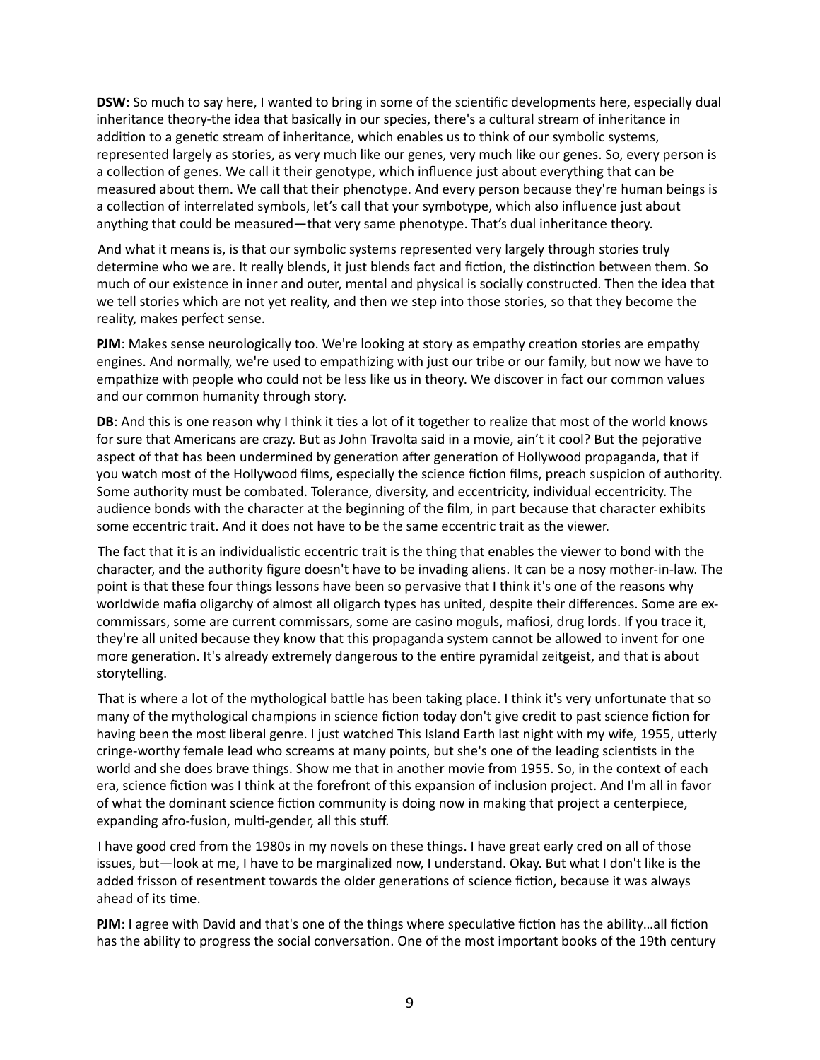**DSW**: So much to say here, I wanted to bring in some of the scientific developments here, especially dual inheritance theory-the idea that basically in our species, there's a cultural stream of inheritance in addition to a genetic stream of inheritance, which enables us to think of our symbolic systems, represented largely as stories, as very much like our genes, very much like our genes. So, every person is a collection of genes. We call it their genotype, which influence just about everything that can be measured about them. We call that their phenotype. And every person because they're human beings is a collection of interrelated symbols, let's call that your symbotype, which also influence just about anything that could be measured—that very same phenotype. That's dual inheritance theory.

And what it means is, is that our symbolic systems represented very largely through stories truly determine who we are. It really blends, it just blends fact and fiction, the distinction between them. So much of our existence in inner and outer, mental and physical is socially constructed. Then the idea that we tell stories which are not yet reality, and then we step into those stories, so that they become the reality, makes perfect sense.

**PJM**: Makes sense neurologically too. We're looking at story as empathy creation stories are empathy engines. And normally, we're used to empathizing with just our tribe or our family, but now we have to empathize with people who could not be less like us in theory. We discover in fact our common values and our common humanity through story.

**DB**: And this is one reason why I think it ties a lot of it together to realize that most of the world knows for sure that Americans are crazy. But as John Travolta said in a movie, ain't it cool? But the pejorative aspect of that has been undermined by generation after generation of Hollywood propaganda, that if you watch most of the Hollywood films, especially the science fiction films, preach suspicion of authority. Some authority must be combated. Tolerance, diversity, and eccentricity, individual eccentricity. The audience bonds with the character at the beginning of the film, in part because that character exhibits some eccentric trait. And it does not have to be the same eccentric trait as the viewer.

The fact that it is an individualistic eccentric trait is the thing that enables the viewer to bond with the character, and the authority figure doesn't have to be invading aliens. It can be a nosy mother-in-law. The point is that these four things lessons have been so pervasive that I think it's one of the reasons why worldwide mafia oligarchy of almost all oligarch types has united, despite their differences. Some are ex-commissars, some are current commissars, some are casino moguls, mafiosi, drug lords. If you trace it, they're all united because they know that this propaganda system cannot be allowed to invent for one more generation. It's already extremely dangerous to the entire pyramidal zeitgeist, and that is about storytelling.

That is where a lot of the mythological battle has been taking place. I think it's very unfortunate that so many of the mythological champions in science fiction today don't give credit to past science fiction for having been the most liberal genre. I just watched This Island Earth last night with my wife, 1955, utterly cringe-worthy female lead who screams at many points, but she's one of the leading scientists in the world and she does brave things. Show me that in another movie from 1955. So, in the context of each era, science fiction was I think at the forefront of this expansion of inclusion project. And I'm all in favor of what the dominant science fiction community is doing now in making that project a centerpiece, expanding afro-fusion, multi-gender, all this stuff.

I have good cred from the 1980s in my novels on these things. I have great early cred on all of those issues, but—look at me, I have to be marginalized now, I understand. Okay. But what I don't like is the added frisson of resentment towards the older generations of science fiction, because it was always ahead of its time.

**PJM**: I agree with David and that's one of the things where speculative fiction has the ability…all fiction has the ability to progress the social conversation. One of the most important books of the 19th century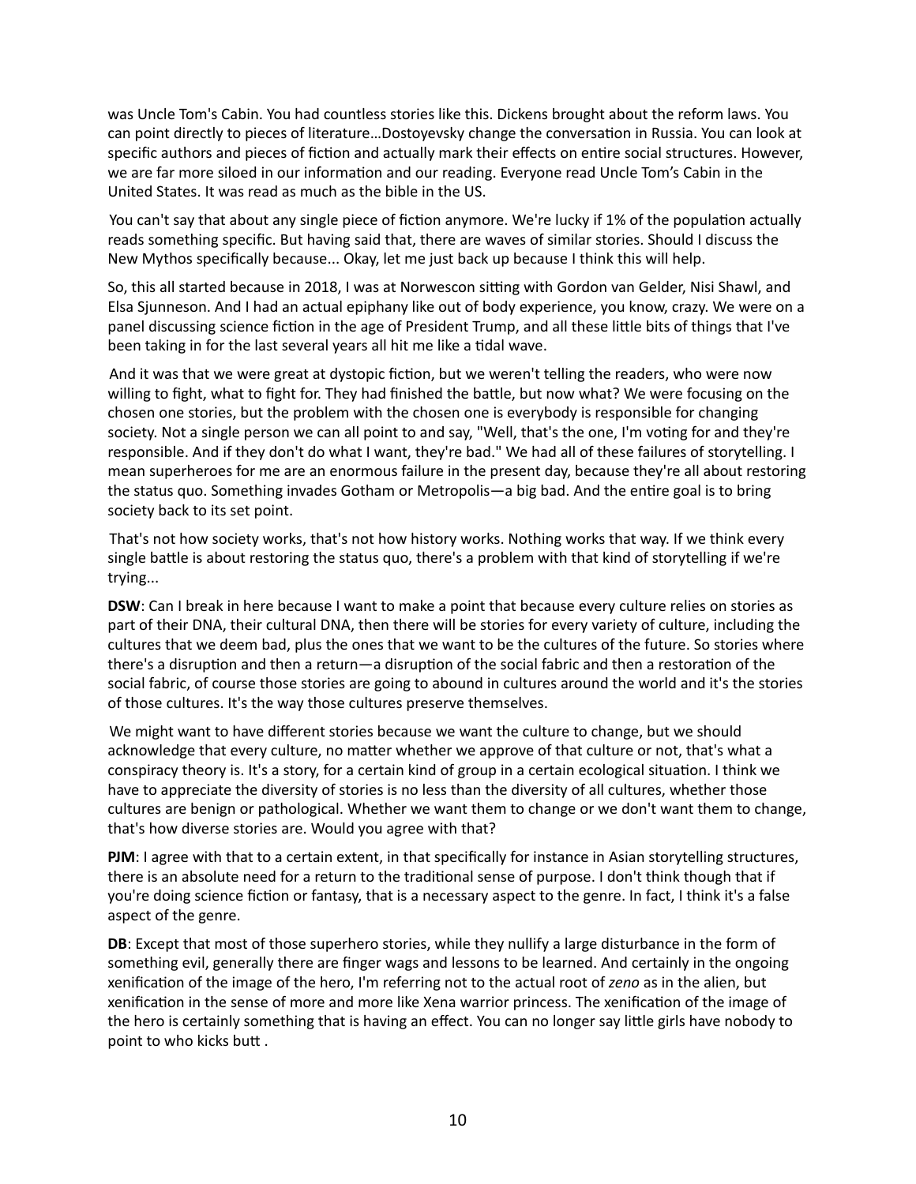was Uncle Tom's Cabin. You had countless stories like this. Dickens brought about the reform laws. You can point directly to pieces of literature…Dostoyevsky change the conversation in Russia. You can look at specific authors and pieces of fiction and actually mark their effects on entire social structures. However, we are far more siloed in our information and our reading. Everyone read Uncle Tom's Cabin in the United States. It was read as much as the bible in the US.

You can't say that about any single piece of fiction anymore. We're lucky if 1% of the population actually reads something specific. But having said that, there are waves of similar stories. Should I discuss the New Mythos specifically because... Okay, let me just back up because I think this will help.

So, this all started because in 2018, I was at Norwescon sitting with Gordon van Gelder, Nisi Shawl, and Elsa Sjunneson. And I had an actual epiphany like out of body experience, you know, crazy. We were on a panel discussing science fiction in the age of President Trump, and all these little bits of things that I've been taking in for the last several years all hit me like a tidal wave.

And it was that we were great at dystopic fiction, but we weren't telling the readers, who were now willing to fight, what to fight for. They had finished the battle, but now what? We were focusing on the chosen one stories, but the problem with the chosen one is everybody is responsible for changing society. Not a single person we can all point to and say, "Well, that's the one, I'm voting for and they're responsible. And if they don't do what I want, they're bad." We had all of these failures of storytelling. I mean superheroes for me are an enormous failure in the present day, because they're all about restoring the status quo. Something invades Gotham or Metropolis—a big bad. And the entire goal is to bring society back to its set point.

That's not how society works, that's not how history works. Nothing works that way. If we think every single battle is about restoring the status quo, there's a problem with that kind of storytelling if we're trying...

**DSW**: Can I break in here because I want to make a point that because every culture relies on stories as part of their DNA, their cultural DNA, then there will be stories for every variety of culture, including the cultures that we deem bad, plus the ones that we want to be the cultures of the future. So stories where there's a disruption and then a return—a disruption of the social fabric and then a restoration of the social fabric, of course those stories are going to abound in cultures around the world and it's the stories of those cultures. It's the way those cultures preserve themselves.

We might want to have different stories because we want the culture to change, but we should acknowledge that every culture, no matter whether we approve of that culture or not, that's what a conspiracy theory is. It's a story, for a certain kind of group in a certain ecological situation. I think we have to appreciate the diversity of stories is no less than the diversity of all cultures, whether those cultures are benign or pathological. Whether we want them to change or we don't want them to change, that's how diverse stories are. Would you agree with that?

**PJM**: I agree with that to a certain extent, in that specifically for instance in Asian storytelling structures, there is an absolute need for a return to the traditional sense of purpose. I don't think though that if you're doing science fiction or fantasy, that is a necessary aspect to the genre. In fact, I think it's a false aspect of the genre.

**DB**: Except that most of those superhero stories, while they nullify a large disturbance in the form of something evil, generally there are finger wags and lessons to be learned. And certainly in the ongoing xenification of the image of the hero, I'm referring not to the actual root of *zeno* as in the alien, but xenification in the sense of more and more like Xena warrior princess. The xenification of the image of the hero is certainly something that is having an effect. You can no longer say little girls have nobody to point to who kicks butt .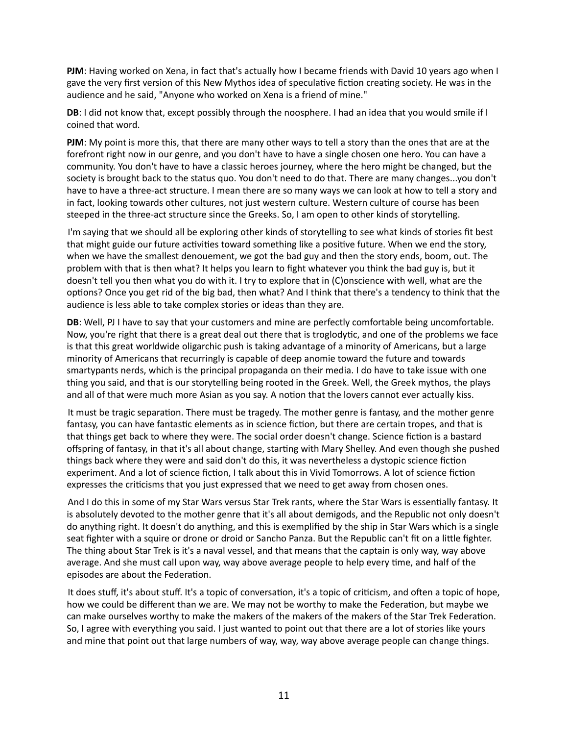**PJM**: Having worked on Xena, in fact that's actually how I became friends with David 10 years ago when I gave the very first version of this New Mythos idea of speculative fiction creating society. He was in the audience and he said, "Anyone who worked on Xena is a friend of mine."

**DB**: I did not know that, except possibly through the noosphere. I had an idea that you would smile if I coined that word.

**PJM**: My point is more this, that there are many other ways to tell a story than the ones that are at the forefront right now in our genre, and you don't have to have a single chosen one hero. You can have a community. You don't have to have a classic heroes journey, where the hero might be changed, but the society is brought back to the status quo. You don't need to do that. There are many changes...you don't have to have a three-act structure. I mean there are so many ways we can look at how to tell a story and in fact, looking towards other cultures, not just western culture. Western culture of course has been steeped in the three-act structure since the Greeks. So, I am open to other kinds of storytelling.

I'm saying that we should all be exploring other kinds of storytelling to see what kinds of stories fit best that might guide our future activities toward something like a positive future. When we end the story, when we have the smallest denouement, we got the bad guy and then the story ends, boom, out. The problem with that is then what? It helps you learn to fight whatever you think the bad guy is, but it doesn't tell you then what you do with it. I try to explore that in (C)onscience with well, what are the options? Once you get rid of the big bad, then what? And I think that there's a tendency to think that the audience is less able to take complex stories or ideas than they are.

**DB**: Well, PJ I have to say that your customers and mine are perfectly comfortable being uncomfortable. Now, you're right that there is a great deal out there that is troglodytic, and one of the problems we face is that this great worldwide oligarchic push is taking advantage of a minority of Americans, but a large minority of Americans that recurringly is capable of deep anomie toward the future and towards smartypants nerds, which is the principal propaganda on their media. I do have to take issue with one thing you said, and that is our storytelling being rooted in the Greek. Well, the Greek mythos, the plays and all of that were much more Asian as you say. A notion that the lovers cannot ever actually kiss.

It must be tragic separation. There must be tragedy. The mother genre is fantasy, and the mother genre fantasy, you can have fantastic elements as in science fiction, but there are certain tropes, and that is that things get back to where they were. The social order doesn't change. Science fiction is a bastard offspring of fantasy, in that it's all about change, starting with Mary Shelley. And even though she pushed things back where they were and said don't do this, it was nevertheless a dystopic science fiction experiment. And a lot of science fiction, I talk about this in Vivid Tomorrows. A lot of science fiction expresses the criticisms that you just expressed that we need to get away from chosen ones.

And I do this in some of my Star Wars versus Star Trek rants, where the Star Wars is essentially fantasy. It is absolutely devoted to the mother genre that it's all about demigods, and the Republic not only doesn't do anything right. It doesn't do anything, and this is exemplified by the ship in Star Wars which is a single seat fighter with a squire or drone or droid or Sancho Panza. But the Republic can't fit on a little fighter. The thing about Star Trek is it's a naval vessel, and that means that the captain is only way, way above average. And she must call upon way, way above average people to help every time, and half of the episodes are about the Federation.

It does stuff, it's about stuff. It's a topic of conversation, it's a topic of criticism, and often a topic of hope, how we could be different than we are. We may not be worthy to make the Federation, but maybe we can make ourselves worthy to make the makers of the makers of the makers of the Star Trek Federation. So, I agree with everything you said. I just wanted to point out that there are a lot of stories like yours and mine that point out that large numbers of way, way, way above average people can change things.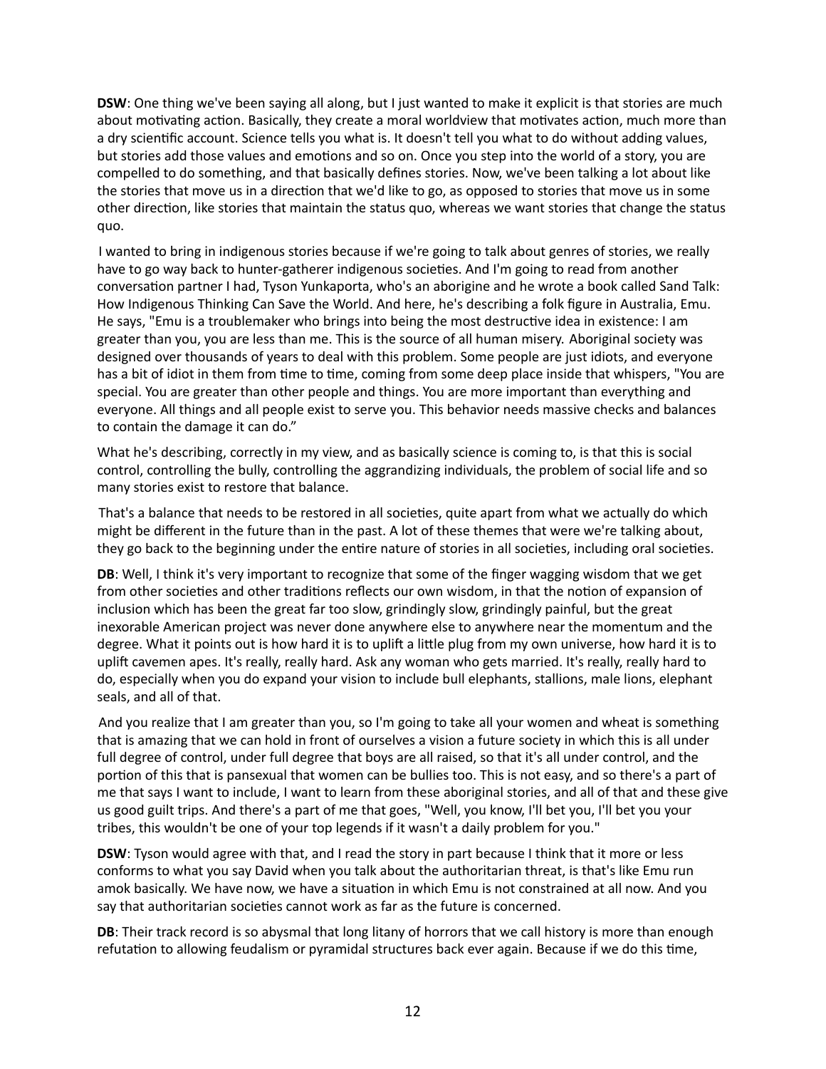**DSW**: One thing we've been saying all along, but I just wanted to make it explicit is that stories are much about motivating action. Basically, they create a moral worldview that motivates action, much more than a dry scientific account. Science tells you what is. It doesn't tell you what to do without adding values, but stories add those values and emotions and so on. Once you step into the world of a story, you are compelled to do something, and that basically defines stories. Now, we've been talking a lot about like the stories that move us in a direction that we'd like to go, as opposed to stories that move us in some other direction, like stories that maintain the status quo, whereas we want stories that change the status quo.

I wanted to bring in indigenous stories because if we're going to talk about genres of stories, we really have to go way back to hunter-gatherer indigenous societies. And I'm going to read from another conversation partner I had, Tyson Yunkaporta, who's an aborigine and he wrote a book called Sand Talk: How Indigenous Thinking Can Save the World. And here, he's describing a folk figure in Australia, Emu. He says, "Emu is a troublemaker who brings into being the most destructive idea in existence: I am greater than you, you are less than me. This is the source of all human misery. Aboriginal society was designed over thousands of years to deal with this problem. Some people are just idiots, and everyone has a bit of idiot in them from time to time, coming from some deep place inside that whispers, "You are special. You are greater than other people and things. You are more important than everything and everyone. All things and all people exist to serve you. This behavior needs massive checks and balances to contain the damage it can do."

What he's describing, correctly in my view, and as basically science is coming to, is that this is social control, controlling the bully, controlling the aggrandizing individuals, the problem of social life and so many stories exist to restore that balance.

That's a balance that needs to be restored in all societies, quite apart from what we actually do which might be different in the future than in the past. A lot of these themes that were we're talking about, they go back to the beginning under the entire nature of stories in all societies, including oral societies.

**DB**: Well, I think it's very important to recognize that some of the finger wagging wisdom that we get from other societies and other traditions reflects our own wisdom, in that the notion of expansion of inclusion which has been the great far too slow, grindingly slow, grindingly painful, but the great inexorable American project was never done anywhere else to anywhere near the momentum and the degree. What it points out is how hard it is to uplift a little plug from my own universe, how hard it is to uplift cavemen apes. It's really, really hard. Ask any woman who gets married. It's really, really hard to do, especially when you do expand your vision to include bull elephants, stallions, male lions, elephant seals, and all of that.

And you realize that I am greater than you, so I'm going to take all your women and wheat is something that is amazing that we can hold in front of ourselves a vision a future society in which this is all under full degree of control, under full degree that boys are all raised, so that it's all under control, and the portion of this that is pansexual that women can be bullies too. This is not easy, and so there's a part of me that says I want to include, I want to learn from these aboriginal stories, and all of that and these give us good guilt trips. And there's a part of me that goes, "Well, you know, I'll bet you, I'll bet you your tribes, this wouldn't be one of your top legends if it wasn't a daily problem for you."

**DSW**: Tyson would agree with that, and I read the story in part because I think that it more or less conforms to what you say David when you talk about the authoritarian threat, is that's like Emu run amok basically. We have now, we have a situation in which Emu is not constrained at all now. And you say that authoritarian societies cannot work as far as the future is concerned.

**DB**: Their track record is so abysmal that long litany of horrors that we call history is more than enough refutation to allowing feudalism or pyramidal structures back ever again. Because if we do this time,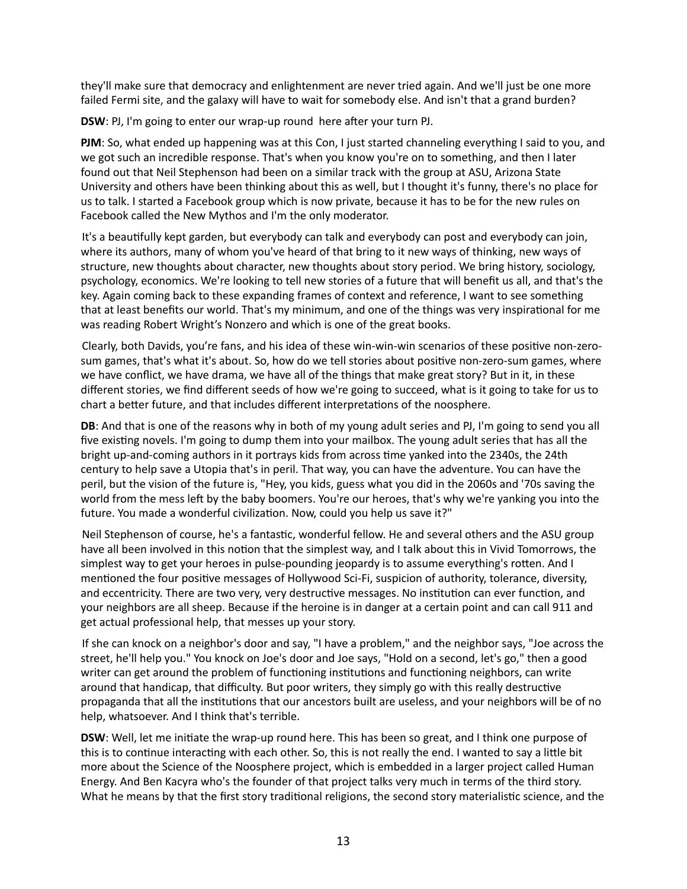they'll make sure that democracy and enlightenment are never tried again. And we'll just be one more failed Fermi site, and the galaxy will have to wait for somebody else. And isn't that a grand burden?

**DSW**: PJ, I'm going to enter our wrap-up round here after your turn PJ.

**PJM**: So, what ended up happening was at this Con, I just started channeling everything I said to you, and we got such an incredible response. That's when you know you're on to something, and then I later found out that Neil Stephenson had been on a similar track with the group at ASU, Arizona State University and others have been thinking about this as well, but I thought it's funny, there's no place for us to talk. I started a Facebook group which is now private, because it has to be for the new rules on Facebook called the New Mythos and I'm the only moderator.

It's a beautifully kept garden, but everybody can talk and everybody can post and everybody can join, where its authors, many of whom you've heard of that bring to it new ways of thinking, new ways of structure, new thoughts about character, new thoughts about story period. We bring history, sociology, psychology, economics. We're looking to tell new stories of a future that will benefit us all, and that's the key. Again coming back to these expanding frames of context and reference, I want to see something that at least benefits our world. That's my minimum, and one of the things was very inspirational for me was reading Robert Wright's Nonzero and which is one of the great books.

Clearly, both Davids, you're fans, and his idea of these win-win-win scenarios of these positive non-zero-sum games, that's what it's about. So, how do we tell stories about positive non-zero-sum games, where we have conflict, we have drama, we have all of the things that make great story? But in it, in these different stories, we find different seeds of how we're going to succeed, what is it going to take for us to chart a better future, and that includes different interpretations of the noosphere.

**DB**: And that is one of the reasons why in both of my young adult series and PJ, I'm going to send you all five existing novels. I'm going to dump them into your mailbox. The young adult series that has all the bright up-and-coming authors in it portrays kids from across time yanked into the 2340s, the 24th century to help save a Utopia that's in peril. That way, you can have the adventure. You can have the peril, but the vision of the future is, "Hey, you kids, guess what you did in the 2060s and '70s saving the world from the mess left by the baby boomers. You're our heroes, that's why we're yanking you into the future. You made a wonderful civilization. Now, could you help us save it?"

Neil Stephenson of course, he's a fantastic, wonderful fellow. He and several others and the ASU group have all been involved in this notion that the simplest way, and I talk about this in Vivid Tomorrows, the simplest way to get your heroes in pulse-pounding jeopardy is to assume everything's rotten. And I mentioned the four positive messages of Hollywood Sci-Fi, suspicion of authority, tolerance, diversity, and eccentricity. There are two very, very destructive messages. No institution can ever function, and your neighbors are all sheep. Because if the heroine is in danger at a certain point and can call 911 and get actual professional help, that messes up your story.

If she can knock on a neighbor's door and say, "I have a problem," and the neighbor says, "Joe across the street, he'll help you." You knock on Joe's door and Joe says, "Hold on a second, let's go," then a good writer can get around the problem of functioning institutions and functioning neighbors, can write around that handicap, that difficulty. But poor writers, they simply go with this really destructive propaganda that all the institutions that our ancestors built are useless, and your neighbors will be of no help, whatsoever. And I think that's terrible.

**DSW**: Well, let me initiate the wrap-up round here. This has been so great, and I think one purpose of this is to continue interacting with each other. So, this is not really the end. I wanted to say a little bit more about the Science of the Noosphere project, which is embedded in a larger project called Human Energy. And Ben Kacyra who's the founder of that project talks very much in terms of the third story. What he means by that the first story traditional religions, the second story materialistic science, and the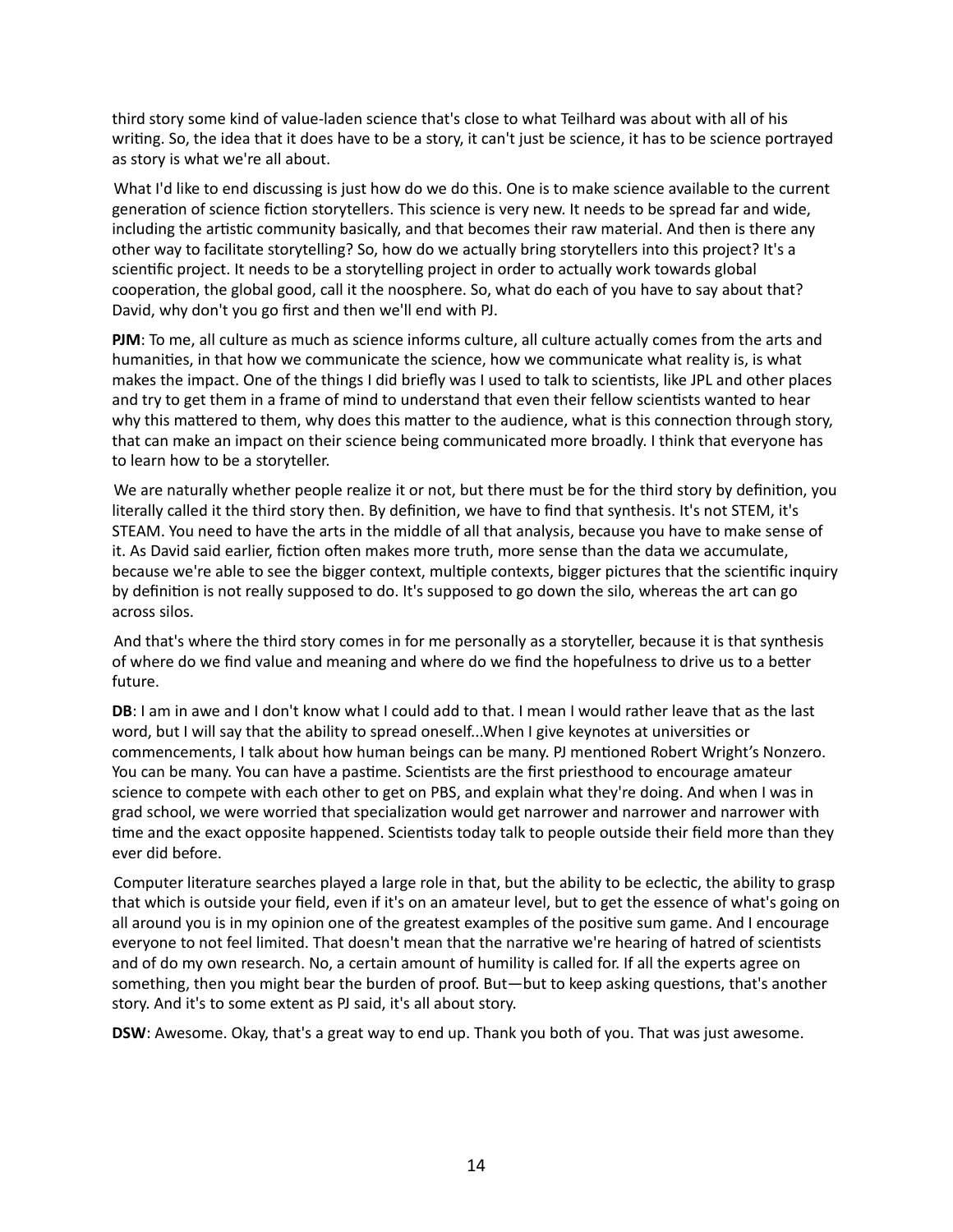third story some kind of value-laden science that's close to what Teilhard was about with all of his writing. So, the idea that it does have to be a story, it can't just be science, it has to be science portrayed as story is what we're all about.

What I'd like to end discussing is just how do we do this. One is to make science available to the current generation of science fiction storytellers. This science is very new. It needs to be spread far and wide, including the artistic community basically, and that becomes their raw material. And then is there any other way to facilitate storytelling? So, how do we actually bring storytellers into this project? It's a scientific project. It needs to be a storytelling project in order to actually work towards global cooperation, the global good, call it the noosphere. So, what do each of you have to say about that? David, why don't you go first and then we'll end with PJ.

**PJM**: To me, all culture as much as science informs culture, all culture actually comes from the arts and humanities, in that how we communicate the science, how we communicate what reality is, is what makes the impact. One of the things I did briefly was I used to talk to scientists, like JPL and other places and try to get them in a frame of mind to understand that even their fellow scientists wanted to hear why this mattered to them, why does this matter to the audience, what is this connection through story, that can make an impact on their science being communicated more broadly. I think that everyone has to learn how to be a storyteller.

We are naturally whether people realize it or not, but there must be for the third story by definition, you literally called it the third story then. By definition, we have to find that synthesis. It's not STEM, it's STEAM. You need to have the arts in the middle of all that analysis, because you have to make sense of it. As David said earlier, fiction often makes more truth, more sense than the data we accumulate, because we're able to see the bigger context, multiple contexts, bigger pictures that the scientific inquiry by definition is not really supposed to do. It's supposed to go down the silo, whereas the art can go across silos.

And that's where the third story comes in for me personally as a storyteller, because it is that synthesis of where do we find value and meaning and where do we find the hopefulness to drive us to a better future.

**DB**: I am in awe and I don't know what I could add to that. I mean I would rather leave that as the last word, but I will say that the ability to spread oneself...When I give keynotes at universities or commencements, I talk about how human beings can be many. PJ mentioned Robert Wright's Nonzero. You can be many. You can have a pastime. Scientists are the first priesthood to encourage amateur science to compete with each other to get on PBS, and explain what they're doing. And when I was in grad school, we were worried that specialization would get narrower and narrower and narrower with time and the exact opposite happened. Scientists today talk to people outside their field more than they ever did before.

Computer literature searches played a large role in that, but the ability to be eclectic, the ability to grasp that which is outside your field, even if it's on an amateur level, but to get the essence of what's going on all around you is in my opinion one of the greatest examples of the positive sum game. And I encourage everyone to not feel limited. That doesn't mean that the narrative we're hearing of hatred of scientists and of do my own research. No, a certain amount of humility is called for. If all the experts agree on something, then you might bear the burden of proof. But—but to keep asking questions, that's another story. And it's to some extent as PJ said, it's all about story.

**DSW**: Awesome. Okay, that's a great way to end up. Thank you both of you. That was just awesome.